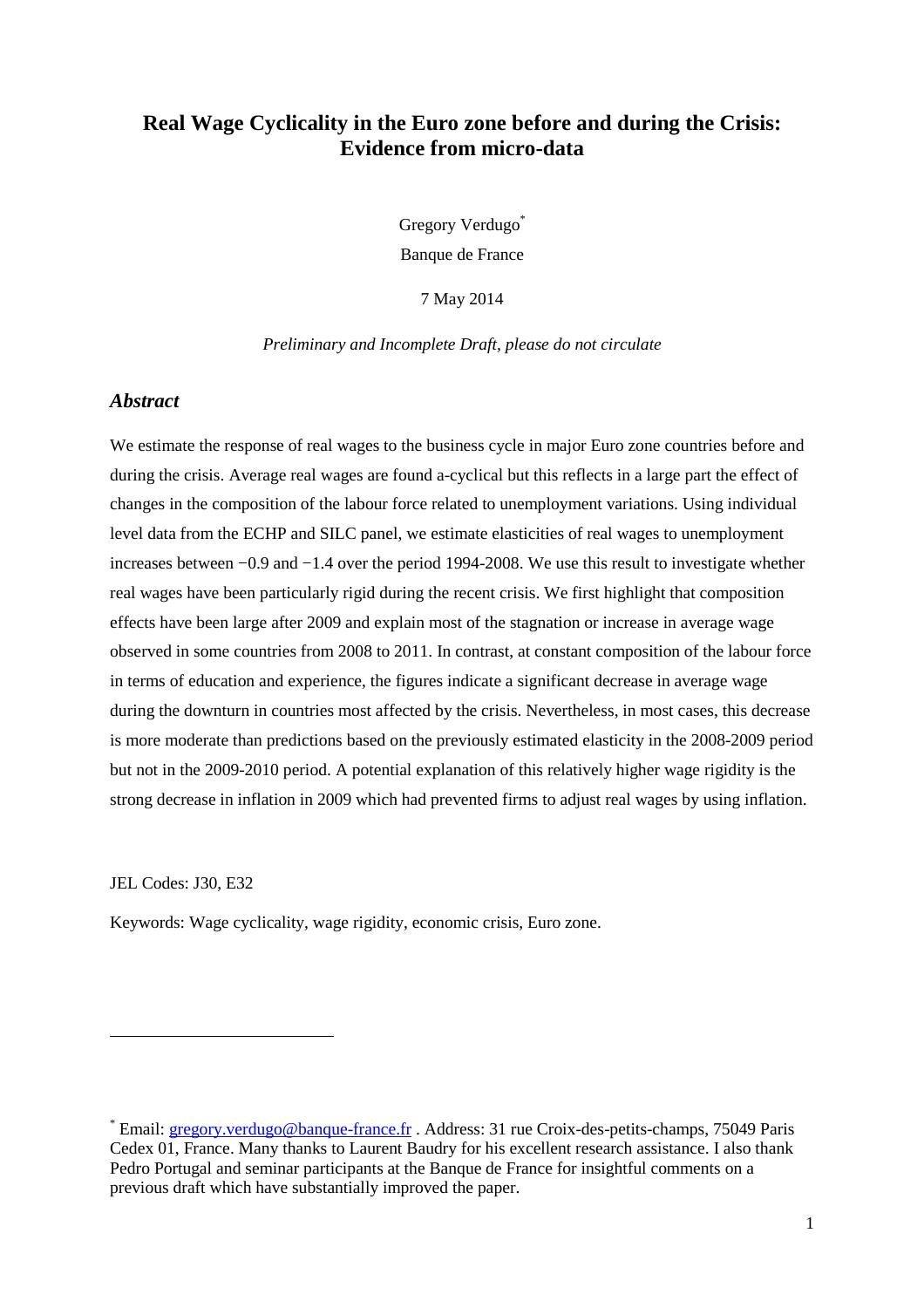# Real Wage Cyclicality in the Euro zone before and during the Crisis: Evidence from micro-data

Gregory Verdugo[*]

Banque de France

7 May 2014

*Preliminary and Incomplete Draft, please do not circulate*

## *Abstract*

We estimate the response of real wages to the business cycle in major Euro zone countries before and during the crisis. Average real wages are found a-cyclical but this reflects in a large part the effect of changes in the composition of the labour force related to unemployment variations. Using individual level data from the ECHP and SILC panel, we estimate elasticities of real wages to unemployment increases between −0.9 and −1.4 over the period 1994-2008. We use this result to investigate whether real wages have been particularly rigid during the recent crisis. We first highlight that composition effects have been large after 2009 and explain most of the stagnation or increase in average wage observed in some countries from 2008 to 2011. In contrast, at constant composition of the labour force in terms of education and experience, the figures indicate a significant decrease in average wage during the downturn in countries most affected by the crisis. Nevertheless, in most cases, this decrease is more moderate than predictions based on the previously estimated elasticity in the 2008-2009 period but not in the 2009-2010 period. A potential explanation of this relatively higher wage rigidity is the strong decrease in inflation in 2009 which had prevented firms to adjust real wages by using inflation.

JEL Codes: J30, E32

Keywords: Wage cyclicality, wage rigidity, economic crisis, Euro zone.

[*] Email: gregory.verdugo@banque-france.fr . Address: 31 rue Croix-des-petits-champs, 75049 Paris Cedex 01, France. Many thanks to Laurent Baudry for his excellent research assistance. I also thank Pedro Portugal and seminar participants at the Banque de France for insightful comments on a previous draft which have substantially improved the paper.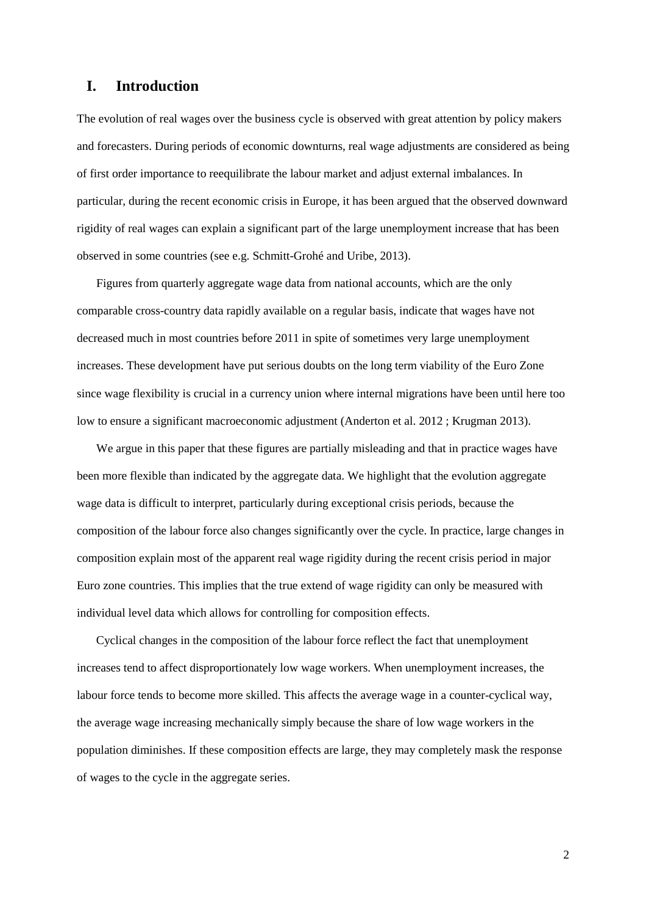# I. Introduction

The evolution of real wages over the business cycle is observed with great attention by policy makers and forecasters. During periods of economic downturns, real wage adjustments are considered as being of first order importance to reequilibrate the labour market and adjust external imbalances. In particular, during the recent economic crisis in Europe, it has been argued that the observed downward rigidity of real wages can explain a significant part of the large unemployment increase that has been observed in some countries (see e.g. Schmitt-Grohé and Uribe, 2013).

Figures from quarterly aggregate wage data from national accounts, which are the only comparable cross-country data rapidly available on a regular basis, indicate that wages have not decreased much in most countries before 2011 in spite of sometimes very large unemployment increases. These development have put serious doubts on the long term viability of the Euro Zone since wage flexibility is crucial in a currency union where internal migrations have been until here too low to ensure a significant macroeconomic adjustment (Anderton et al. 2012 ; Krugman 2013).

We argue in this paper that these figures are partially misleading and that in practice wages have been more flexible than indicated by the aggregate data. We highlight that the evolution aggregate wage data is difficult to interpret, particularly during exceptional crisis periods, because the composition of the labour force also changes significantly over the cycle. In practice, large changes in composition explain most of the apparent real wage rigidity during the recent crisis period in major Euro zone countries. This implies that the true extend of wage rigidity can only be measured with individual level data which allows for controlling for composition effects.

Cyclical changes in the composition of the labour force reflect the fact that unemployment increases tend to affect disproportionately low wage workers. When unemployment increases, the labour force tends to become more skilled. This affects the average wage in a counter-cyclical way, the average wage increasing mechanically simply because the share of low wage workers in the population diminishes. If these composition effects are large, they may completely mask the response of wages to the cycle in the aggregate series.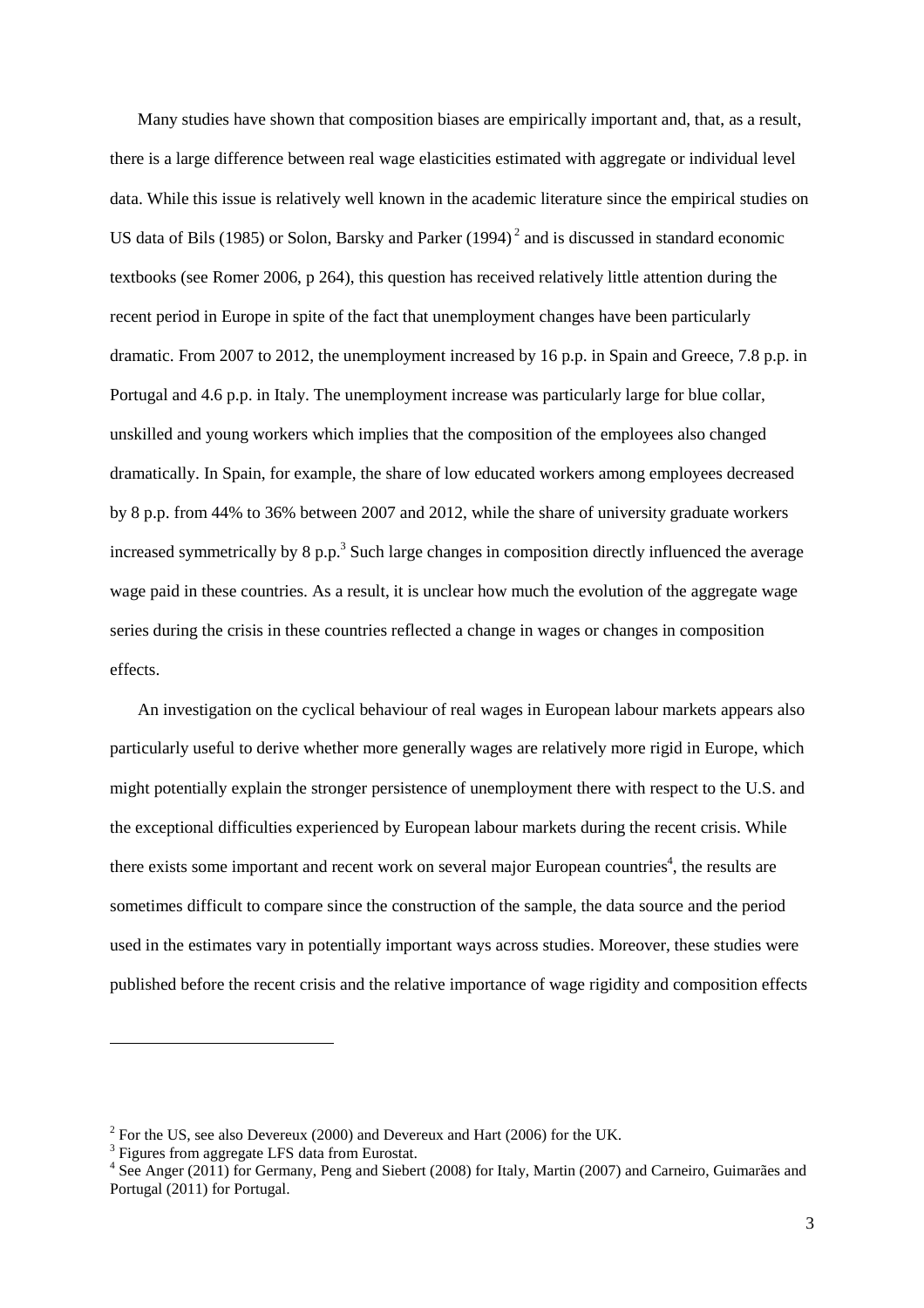Many studies have shown that composition biases are empirically important and, that, as a result, there is a large difference between real wage elasticities estimated with aggregate or individual level data. While this issue is relatively well known in the academic literature since the empirical studies on US data of Bils (1985) or Solon, Barsky and Parker (1994) [2] and is discussed in standard economic textbooks (see Romer 2006, p 264), this question has received relatively little attention during the recent period in Europe in spite of the fact that unemployment changes have been particularly dramatic. From 2007 to 2012, the unemployment increased by 16 p.p. in Spain and Greece, 7.8 p.p. in Portugal and 4.6 p.p. in Italy. The unemployment increase was particularly large for blue collar, unskilled and young workers which implies that the composition of the employees also changed dramatically. In Spain, for example, the share of low educated workers among employees decreased by 8 p.p. from 44% to 36% between 2007 and 2012, while the share of university graduate workers increased symmetrically by 8 p.p.[3] Such large changes in composition directly influenced the average wage paid in these countries. As a result, it is unclear how much the evolution of the aggregate wage series during the crisis in these countries reflected a change in wages or changes in composition effects.

An investigation on the cyclical behaviour of real wages in European labour markets appears also particularly useful to derive whether more generally wages are relatively more rigid in Europe, which might potentially explain the stronger persistence of unemployment there with respect to the U.S. and the exceptional difficulties experienced by European labour markets during the recent crisis. While there exists some important and recent work on several major European countries[4], the results are sometimes difficult to compare since the construction of the sample, the data source and the period used in the estimates vary in potentially important ways across studies. Moreover, these studies were published before the recent crisis and the relative importance of wage rigidity and composition effects

---

[2] For the US, see also Devereux (2000) and Devereux and Hart (2006) for the UK.

[3] Figures from aggregate LFS data from Eurostat.

[4] See Anger (2011) for Germany, Peng and Siebert (2008) for Italy, Martin (2007) and Carneiro, Guimarães and Portugal (2011) for Portugal.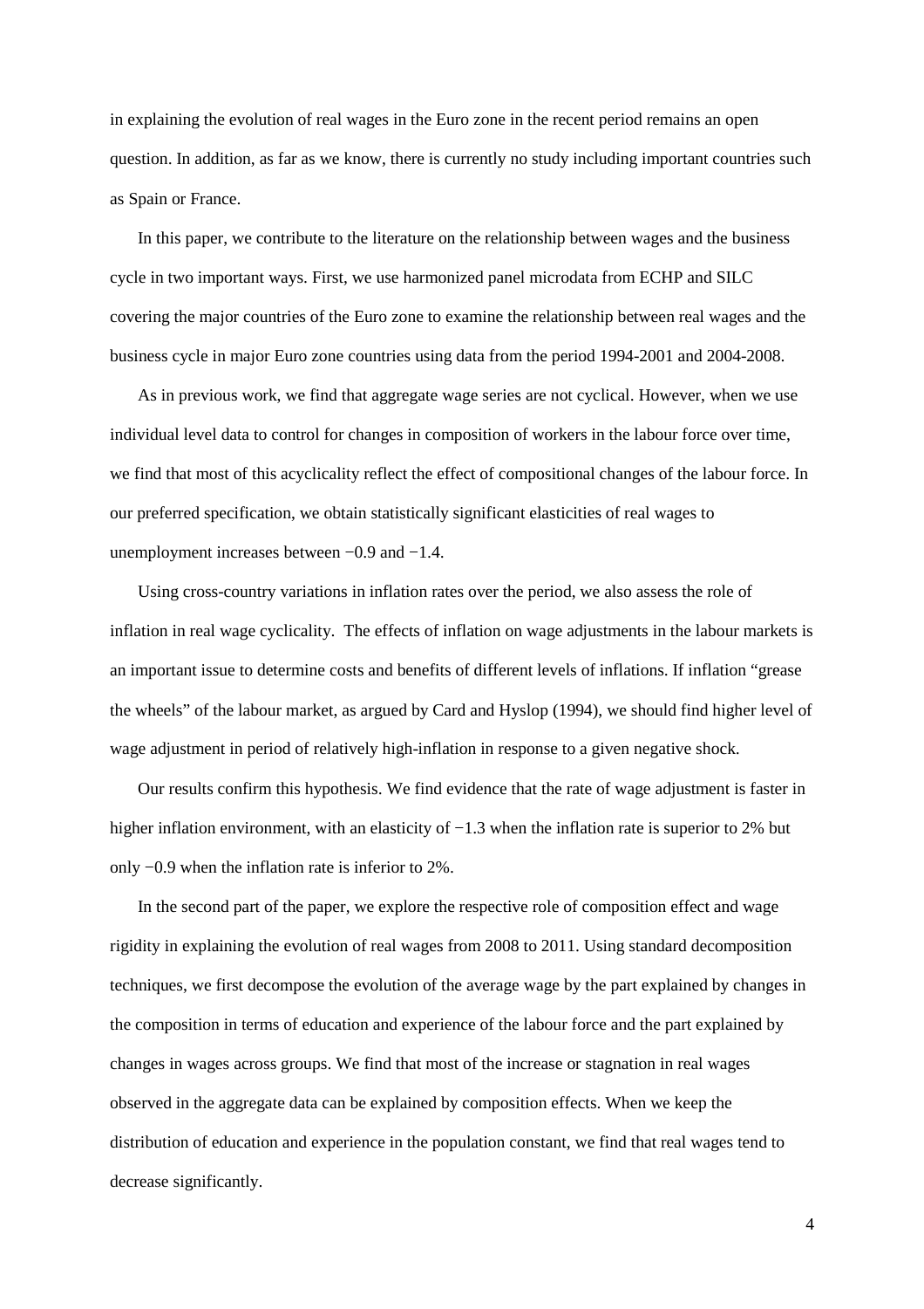in explaining the evolution of real wages in the Euro zone in the recent period remains an open question. In addition, as far as we know, there is currently no study including important countries such as Spain or France.

In this paper, we contribute to the literature on the relationship between wages and the business cycle in two important ways. First, we use harmonized panel microdata from ECHP and SILC covering the major countries of the Euro zone to examine the relationship between real wages and the business cycle in major Euro zone countries using data from the period 1994-2001 and 2004-2008.

As in previous work, we find that aggregate wage series are not cyclical. However, when we use individual level data to control for changes in composition of workers in the labour force over time, we find that most of this acyclicality reflect the effect of compositional changes of the labour force. In our preferred specification, we obtain statistically significant elasticities of real wages to unemployment increases between −0.9 and −1.4.

Using cross-country variations in inflation rates over the period, we also assess the role of inflation in real wage cyclicality. The effects of inflation on wage adjustments in the labour markets is an important issue to determine costs and benefits of different levels of inflations. If inflation "grease the wheels" of the labour market, as argued by Card and Hyslop (1994), we should find higher level of wage adjustment in period of relatively high-inflation in response to a given negative shock.

Our results confirm this hypothesis. We find evidence that the rate of wage adjustment is faster in higher inflation environment, with an elasticity of −1.3 when the inflation rate is superior to 2% but only −0.9 when the inflation rate is inferior to 2%.

In the second part of the paper, we explore the respective role of composition effect and wage rigidity in explaining the evolution of real wages from 2008 to 2011. Using standard decomposition techniques, we first decompose the evolution of the average wage by the part explained by changes in the composition in terms of education and experience of the labour force and the part explained by changes in wages across groups. We find that most of the increase or stagnation in real wages observed in the aggregate data can be explained by composition effects. When we keep the distribution of education and experience in the population constant, we find that real wages tend to decrease significantly.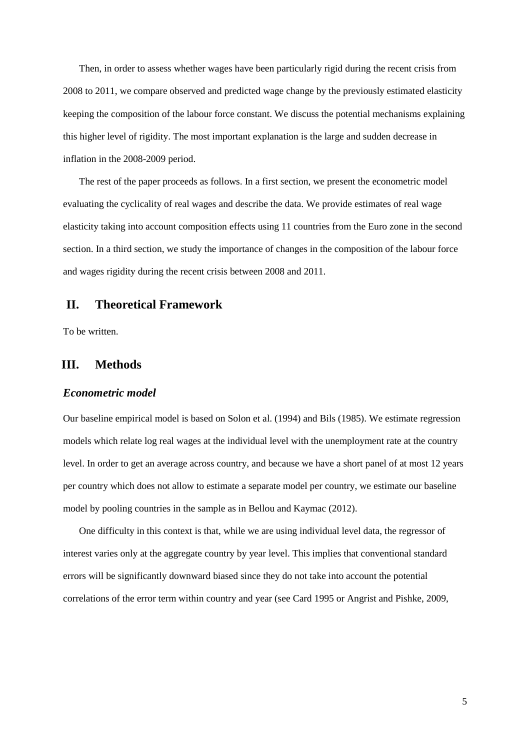Then, in order to assess whether wages have been particularly rigid during the recent crisis from 2008 to 2011, we compare observed and predicted wage change by the previously estimated elasticity keeping the composition of the labour force constant. We discuss the potential mechanisms explaining this higher level of rigidity. The most important explanation is the large and sudden decrease in inflation in the 2008-2009 period.

The rest of the paper proceeds as follows. In a first section, we present the econometric model evaluating the cyclicality of real wages and describe the data. We provide estimates of real wage elasticity taking into account composition effects using 11 countries from the Euro zone in the second section. In a third section, we study the importance of changes in the composition of the labour force and wages rigidity during the recent crisis between 2008 and 2011.

## II. Theoretical Framework

To be written.

## III. Methods

### *Econometric model*

Our baseline empirical model is based on Solon et al. (1994) and Bils (1985). We estimate regression models which relate log real wages at the individual level with the unemployment rate at the country level. In order to get an average across country, and because we have a short panel of at most 12 years per country which does not allow to estimate a separate model per country, we estimate our baseline model by pooling countries in the sample as in Bellou and Kaymac (2012).

One difficulty in this context is that, while we are using individual level data, the regressor of interest varies only at the aggregate country by year level. This implies that conventional standard errors will be significantly downward biased since they do not take into account the potential correlations of the error term within country and year (see Card 1995 or Angrist and Pishke, 2009,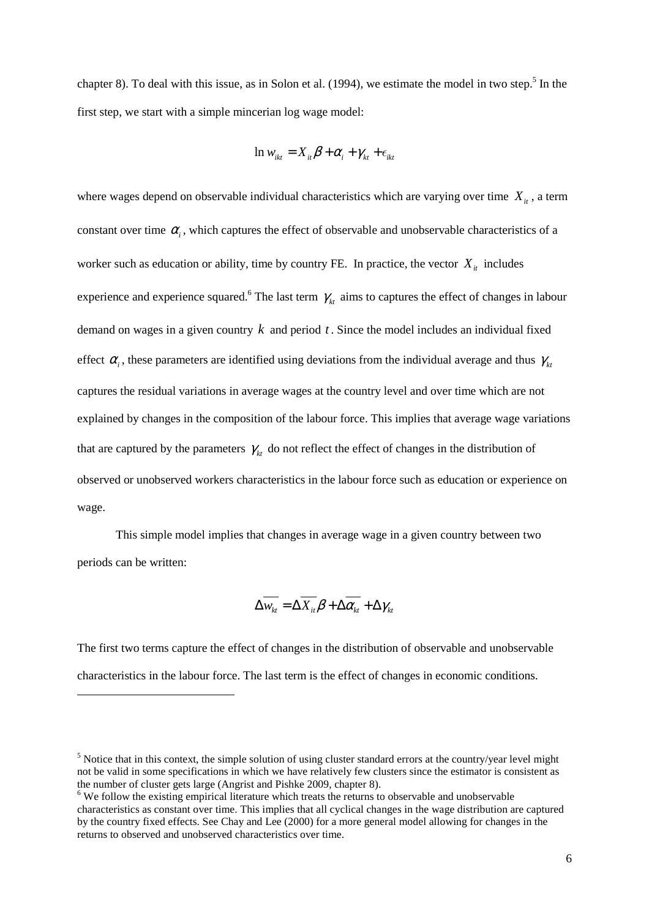chapter 8). To deal with this issue, as in Solon et al. (1994), we estimate the model in two step.[5] In the first step, we start with a simple mincerian log wage model:

$$\ln w_{ikt} = X_{it}\beta + \alpha_i + \gamma_{kt} + \epsilon_{ikt}$$

where wages depend on observable individual characteristics which are varying over time $X_{it}$, a term constant over time $\alpha_i$, which captures the effect of observable and unobservable characteristics of a worker such as education or ability, time by country FE. In practice, the vector $X_{it}$ includes experience and experience squared.[6] The last term $\gamma_{kt}$ aims to captures the effect of changes in labour demand on wages in a given country $k$ and period $t$. Since the model includes an individual fixed effect $\alpha_i$, these parameters are identified using deviations from the individual average and thus $\gamma_{kt}$ captures the residual variations in average wages at the country level and over time which are not explained by changes in the composition of the labour force. This implies that average wage variations that are captured by the parameters $\gamma_{kt}$ do not reflect the effect of changes in the distribution of observed or unobserved workers characteristics in the labour force such as education or experience on wage.

This simple model implies that changes in average wage in a given country between two periods can be written:

$$\Delta\overline{w_{kt}} = \Delta\overline{X_{it}}\beta + \Delta\overline{\alpha_{kt}} + \Delta\gamma_{kt}$$

The first two terms capture the effect of changes in the distribution of observable and unobservable characteristics in the labour force. The last term is the effect of changes in economic conditions.

---

[5] Notice that in this context, the simple solution of using cluster standard errors at the country/year level might not be valid in some specifications in which we have relatively few clusters since the estimator is consistent as the number of cluster gets large (Angrist and Pishke 2009, chapter 8).

[6] We follow the existing empirical literature which treats the returns to observable and unobservable characteristics as constant over time. This implies that all cyclical changes in the wage distribution are captured by the country fixed effects. See Chay and Lee (2000) for a more general model allowing for changes in the returns to observed and unobserved characteristics over time.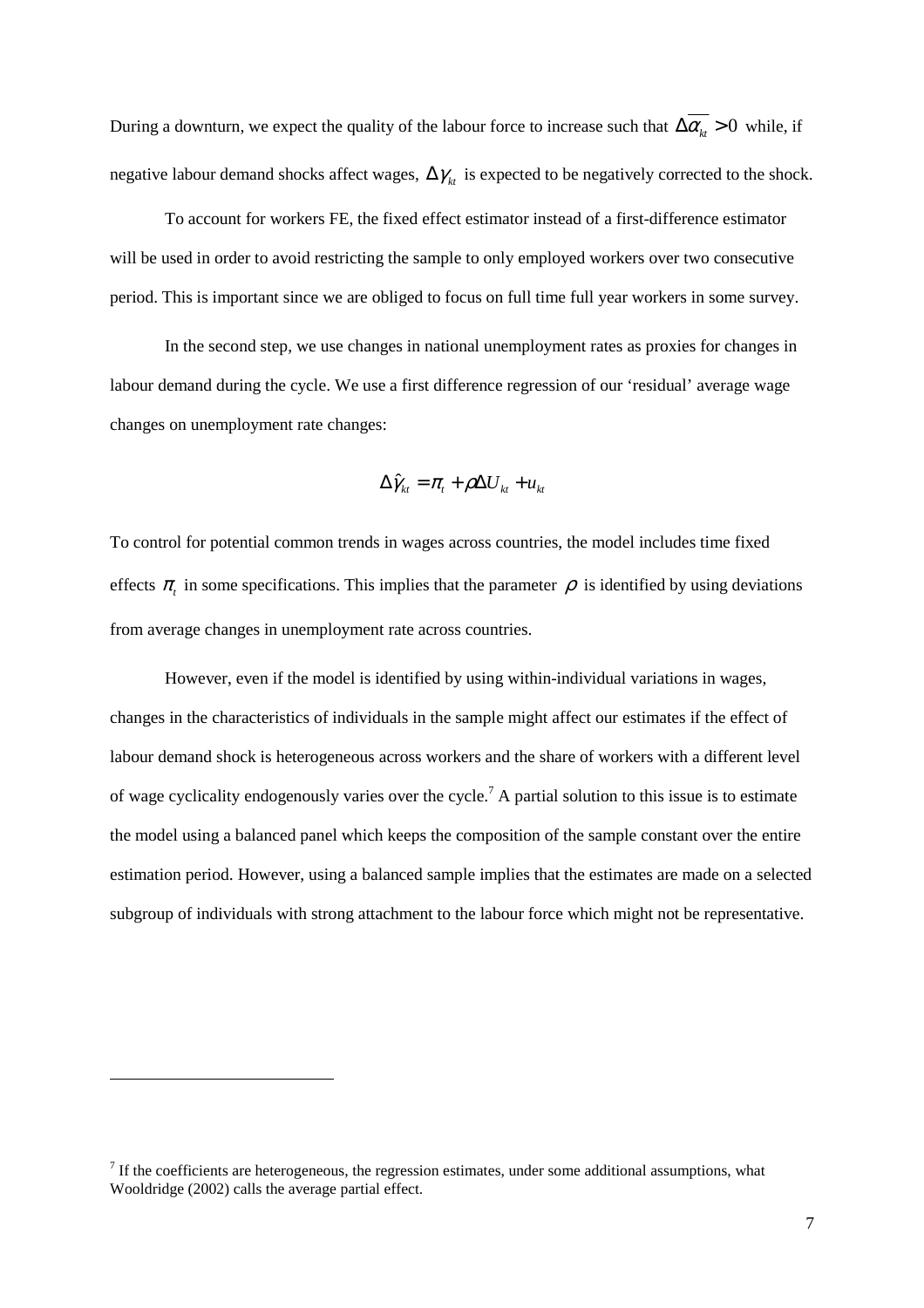During a downturn, we expect the quality of the labour force to increase such that $\Delta\overline{\alpha_{kt}} > 0$ while, if negative labour demand shocks affect wages, $\Delta\gamma_{kt}$ is expected to be negatively corrected to the shock.

To account for workers FE, the fixed effect estimator instead of a first-difference estimator will be used in order to avoid restricting the sample to only employed workers over two consecutive period. This is important since we are obliged to focus on full time full year workers in some survey.

In the second step, we use changes in national unemployment rates as proxies for changes in labour demand during the cycle. We use a first difference regression of our 'residual' average wage changes on unemployment rate changes:

$$\Delta\hat{\gamma}_{kt} = \pi_t + \rho\Delta U_{kt} + u_{kt}$$

To control for potential common trends in wages across countries, the model includes time fixed effects $\pi_t$ in some specifications. This implies that the parameter $\rho$ is identified by using deviations from average changes in unemployment rate across countries.

However, even if the model is identified by using within-individual variations in wages, changes in the characteristics of individuals in the sample might affect our estimates if the effect of labour demand shock is heterogeneous across workers and the share of workers with a different level of wage cyclicality endogenously varies over the cycle.[7] A partial solution to this issue is to estimate the model using a balanced panel which keeps the composition of the sample constant over the entire estimation period. However, using a balanced sample implies that the estimates are made on a selected subgroup of individuals with strong attachment to the labour force which might not be representative.

[7] If the coefficients are heterogeneous, the regression estimates, under some additional assumptions, what Wooldridge (2002) calls the average partial effect.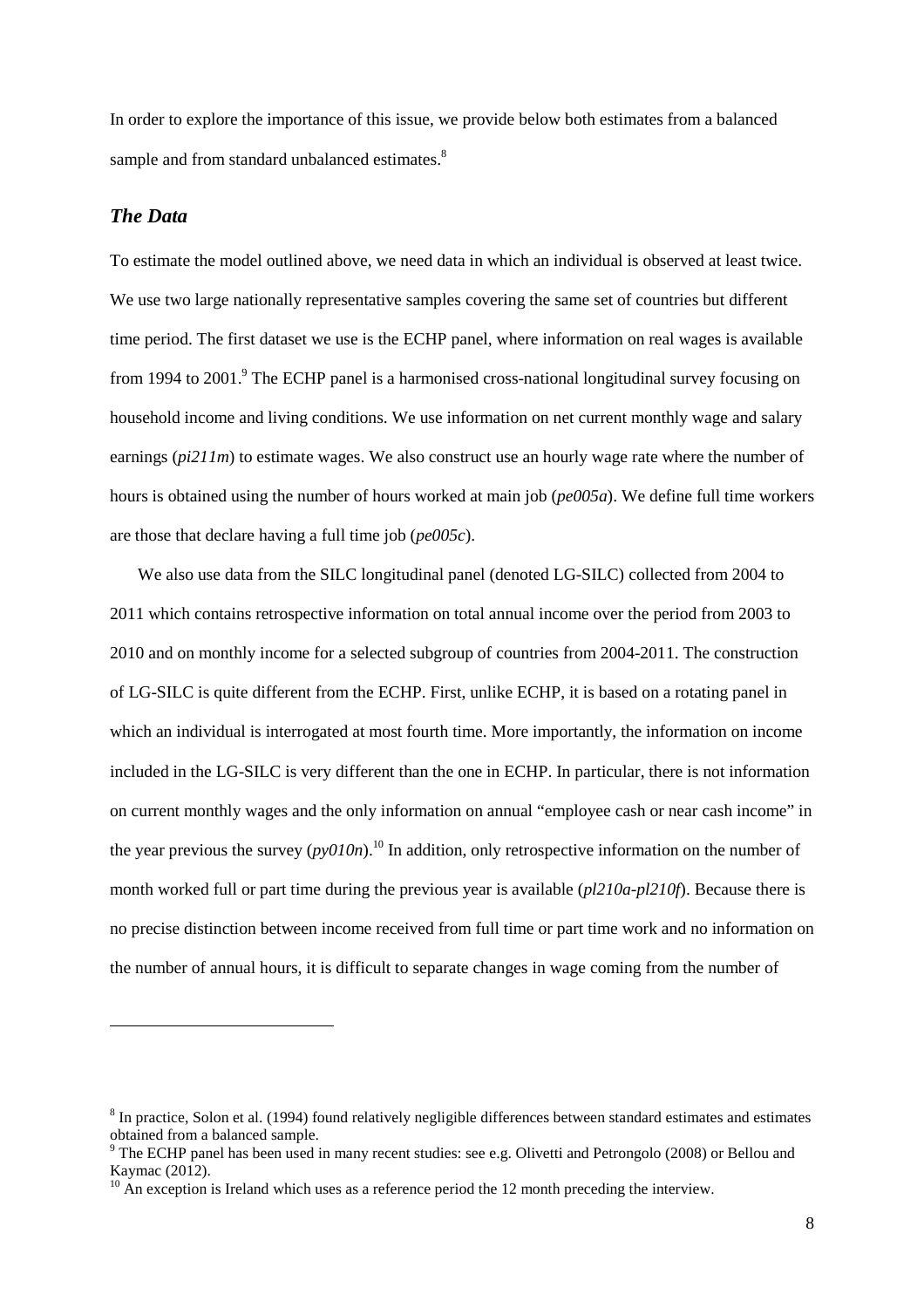In order to explore the importance of this issue, we provide below both estimates from a balanced sample and from standard unbalanced estimates.[8]

### *The Data*

To estimate the model outlined above, we need data in which an individual is observed at least twice. We use two large nationally representative samples covering the same set of countries but different time period. The first dataset we use is the ECHP panel, where information on real wages is available from 1994 to 2001.[9] The ECHP panel is a harmonised cross-national longitudinal survey focusing on household income and living conditions. We use information on net current monthly wage and salary earnings (*pi211m*) to estimate wages. We also construct use an hourly wage rate where the number of hours is obtained using the number of hours worked at main job (*pe005a*). We define full time workers are those that declare having a full time job (*pe005c*).

We also use data from the SILC longitudinal panel (denoted LG-SILC) collected from 2004 to 2011 which contains retrospective information on total annual income over the period from 2003 to 2010 and on monthly income for a selected subgroup of countries from 2004-2011. The construction of LG-SILC is quite different from the ECHP. First, unlike ECHP, it is based on a rotating panel in which an individual is interrogated at most fourth time. More importantly, the information on income included in the LG-SILC is very different than the one in ECHP. In particular, there is not information on current monthly wages and the only information on annual "employee cash or near cash income" in the year previous the survey (*py010n*).[10] In addition, only retrospective information on the number of month worked full or part time during the previous year is available (*pl210a-pl210f*). Because there is no precise distinction between income received from full time or part time work and no information on the number of annual hours, it is difficult to separate changes in wage coming from the number of

---

[8] In practice, Solon et al. (1994) found relatively negligible differences between standard estimates and estimates obtained from a balanced sample.

[9] The ECHP panel has been used in many recent studies: see e.g. Olivetti and Petrongolo (2008) or Bellou and Kaymac (2012).

[10] An exception is Ireland which uses as a reference period the 12 month preceding the interview.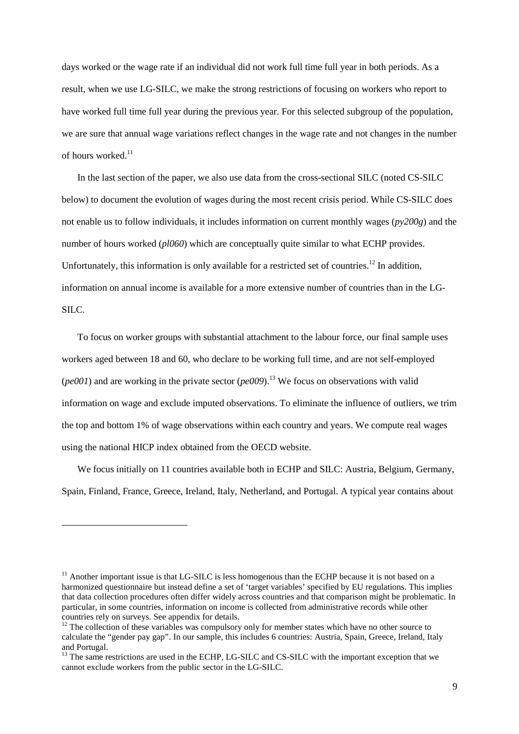days worked or the wage rate if an individual did not work full time full year in both periods. As a result, when we use LG-SILC, we make the strong restrictions of focusing on workers who report to have worked full time full year during the previous year. For this selected subgroup of the population, we are sure that annual wage variations reflect changes in the wage rate and not changes in the number of hours worked.[11]

In the last section of the paper, we also use data from the cross-sectional SILC (noted CS-SILC below) to document the evolution of wages during the most recent crisis period. While CS-SILC does not enable us to follow individuals, it includes information on current monthly wages (*py200g*) and the number of hours worked (*pl060*) which are conceptually quite similar to what ECHP provides. Unfortunately, this information is only available for a restricted set of countries.[12] In addition, information on annual income is available for a more extensive number of countries than in the LG-SILC.

To focus on worker groups with substantial attachment to the labour force, our final sample uses workers aged between 18 and 60, who declare to be working full time, and are not self-employed (*pe001*) and are working in the private sector (*pe009*).[13] We focus on observations with valid information on wage and exclude imputed observations. To eliminate the influence of outliers, we trim the top and bottom 1% of wage observations within each country and years. We compute real wages using the national HICP index obtained from the OECD website.

We focus initially on 11 countries available both in ECHP and SILC: Austria, Belgium, Germany, Spain, Finland, France, Greece, Ireland, Italy, Netherland, and Portugal. A typical year contains about

---

[11] Another important issue is that LG-SILC is less homogenous than the ECHP because it is not based on a harmonized questionnaire but instead define a set of 'target variables' specified by EU regulations. This implies that data collection procedures often differ widely across countries and that comparison might be problematic. In particular, in some countries, information on income is collected from administrative records while other countries rely on surveys. See appendix for details.

[12] The collection of these variables was compulsory only for member states which have no other source to calculate the "gender pay gap". In our sample, this includes 6 countries: Austria, Spain, Greece, Ireland, Italy and Portugal.

[13] The same restrictions are used in the ECHP, LG-SILC and CS-SILC with the important exception that we cannot exclude workers from the public sector in the LG-SILC.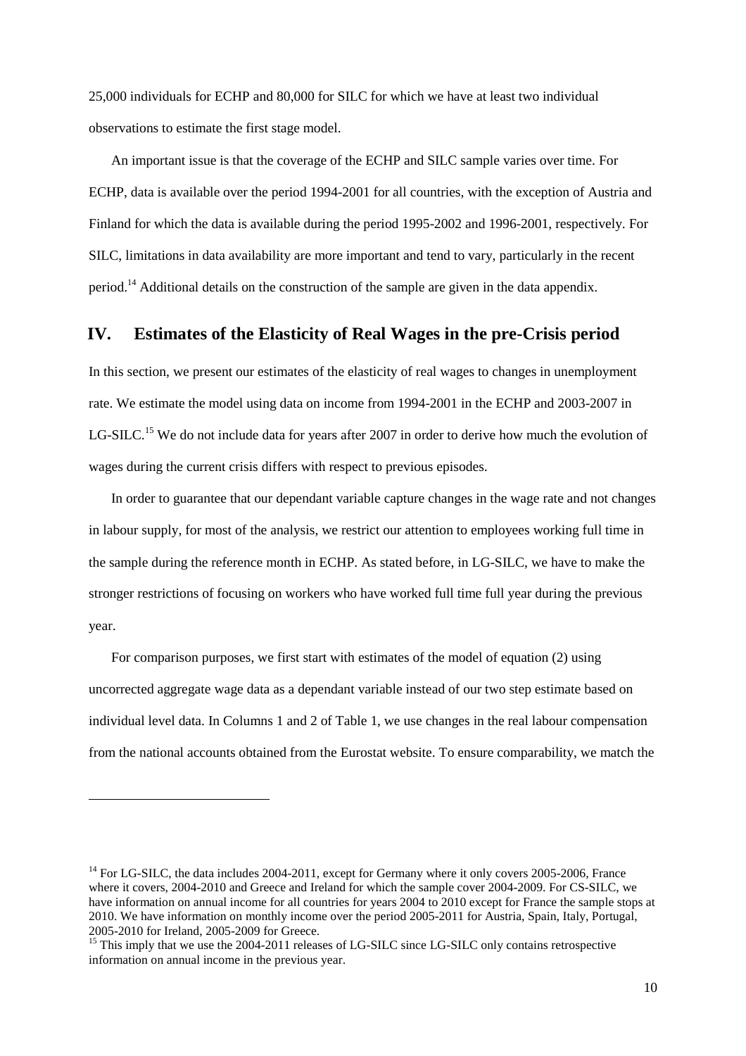25,000 individuals for ECHP and 80,000 for SILC for which we have at least two individual observations to estimate the first stage model.

An important issue is that the coverage of the ECHP and SILC sample varies over time. For ECHP, data is available over the period 1994-2001 for all countries, with the exception of Austria and Finland for which the data is available during the period 1995-2002 and 1996-2001, respectively. For SILC, limitations in data availability are more important and tend to vary, particularly in the recent period.[14] Additional details on the construction of the sample are given in the data appendix.

## IV. Estimates of the Elasticity of Real Wages in the pre-Crisis period

In this section, we present our estimates of the elasticity of real wages to changes in unemployment rate. We estimate the model using data on income from 1994-2001 in the ECHP and 2003-2007 in LG-SILC.[15] We do not include data for years after 2007 in order to derive how much the evolution of wages during the current crisis differs with respect to previous episodes.

In order to guarantee that our dependant variable capture changes in the wage rate and not changes in labour supply, for most of the analysis, we restrict our attention to employees working full time in the sample during the reference month in ECHP. As stated before, in LG-SILC, we have to make the stronger restrictions of focusing on workers who have worked full time full year during the previous year.

For comparison purposes, we first start with estimates of the model of equation (2) using uncorrected aggregate wage data as a dependant variable instead of our two step estimate based on individual level data. In Columns 1 and 2 of Table 1, we use changes in the real labour compensation from the national accounts obtained from the Eurostat website. To ensure comparability, we match the

[14] For LG-SILC, the data includes 2004-2011, except for Germany where it only covers 2005-2006, France where it covers, 2004-2010 and Greece and Ireland for which the sample cover 2004-2009. For CS-SILC, we have information on annual income for all countries for years 2004 to 2010 except for France the sample stops at 2010. We have information on monthly income over the period 2005-2011 for Austria, Spain, Italy, Portugal, 2005-2010 for Ireland, 2005-2009 for Greece.

[15] This imply that we use the 2004-2011 releases of LG-SILC since LG-SILC only contains retrospective information on annual income in the previous year.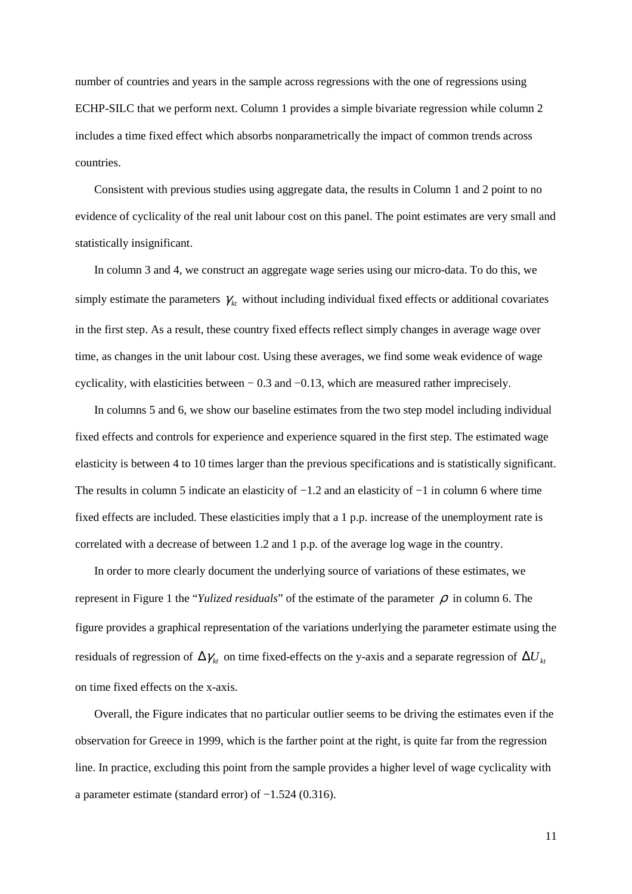number of countries and years in the sample across regressions with the one of regressions using ECHP-SILC that we perform next. Column 1 provides a simple bivariate regression while column 2 includes a time fixed effect which absorbs nonparametrically the impact of common trends across countries.

Consistent with previous studies using aggregate data, the results in Column 1 and 2 point to no evidence of cyclicality of the real unit labour cost on this panel. The point estimates are very small and statistically insignificant.

In column 3 and 4, we construct an aggregate wage series using our micro-data. To do this, we simply estimate the parameters $\gamma_{kt}$ without including individual fixed effects or additional covariates in the first step. As a result, these country fixed effects reflect simply changes in average wage over time, as changes in the unit labour cost. Using these averages, we find some weak evidence of wage cyclicality, with elasticities between − 0.3 and −0.13, which are measured rather imprecisely.

In columns 5 and 6, we show our baseline estimates from the two step model including individual fixed effects and controls for experience and experience squared in the first step. The estimated wage elasticity is between 4 to 10 times larger than the previous specifications and is statistically significant. The results in column 5 indicate an elasticity of −1.2 and an elasticity of −1 in column 6 where time fixed effects are included. These elasticities imply that a 1 p.p. increase of the unemployment rate is correlated with a decrease of between 1.2 and 1 p.p. of the average log wage in the country.

In order to more clearly document the underlying source of variations of these estimates, we represent in Figure 1 the "*Yulized residuals*" of the estimate of the parameter $\rho$ in column 6. The figure provides a graphical representation of the variations underlying the parameter estimate using the residuals of regression of $\Delta\gamma_{kt}$ on time fixed-effects on the y-axis and a separate regression of $\Delta U_{kt}$ on time fixed effects on the x-axis.

Overall, the Figure indicates that no particular outlier seems to be driving the estimates even if the observation for Greece in 1999, which is the farther point at the right, is quite far from the regression line. In practice, excluding this point from the sample provides a higher level of wage cyclicality with a parameter estimate (standard error) of −1.524 (0.316).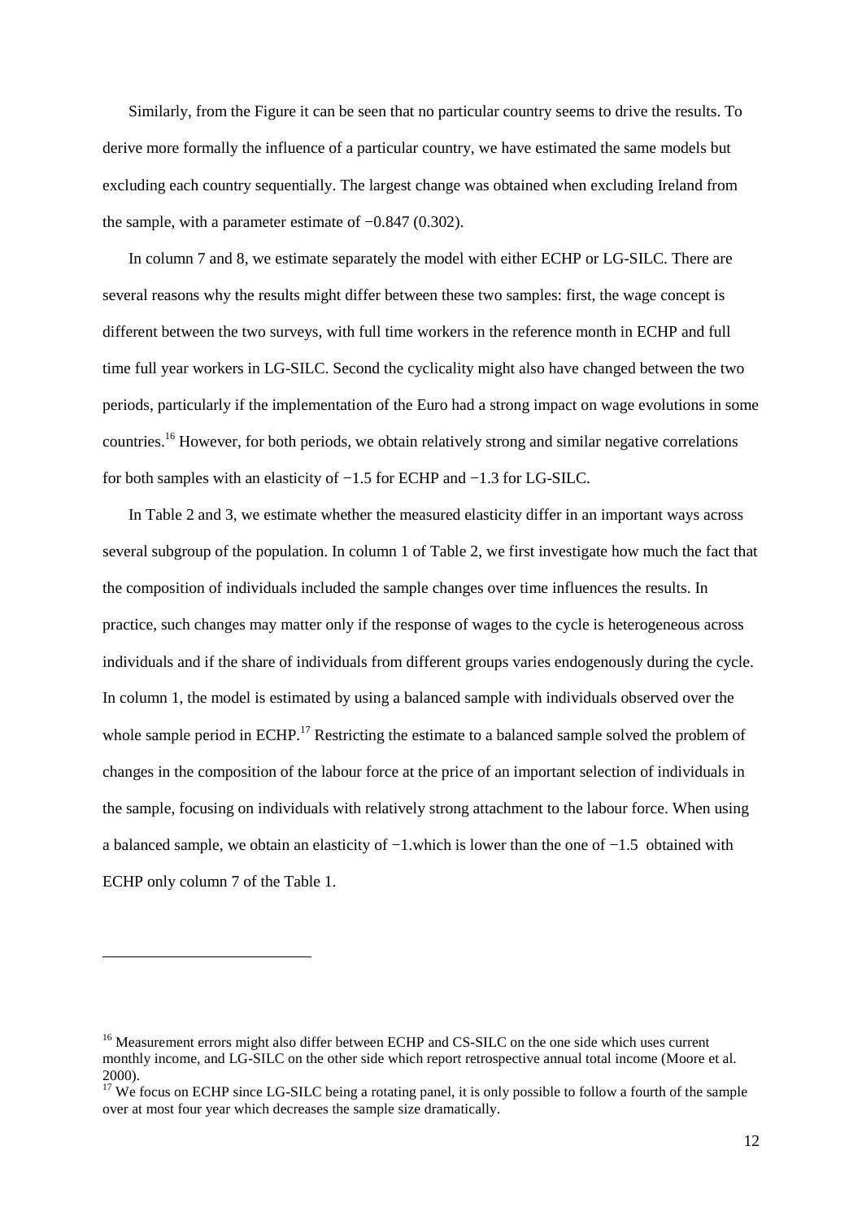Similarly, from the Figure it can be seen that no particular country seems to drive the results. To derive more formally the influence of a particular country, we have estimated the same models but excluding each country sequentially. The largest change was obtained when excluding Ireland from the sample, with a parameter estimate of −0.847 (0.302).

In column 7 and 8, we estimate separately the model with either ECHP or LG-SILC. There are several reasons why the results might differ between these two samples: first, the wage concept is different between the two surveys, with full time workers in the reference month in ECHP and full time full year workers in LG-SILC. Second the cyclicality might also have changed between the two periods, particularly if the implementation of the Euro had a strong impact on wage evolutions in some countries.[16] However, for both periods, we obtain relatively strong and similar negative correlations for both samples with an elasticity of −1.5 for ECHP and −1.3 for LG-SILC.

In Table 2 and 3, we estimate whether the measured elasticity differ in an important ways across several subgroup of the population. In column 1 of Table 2, we first investigate how much the fact that the composition of individuals included the sample changes over time influences the results. In practice, such changes may matter only if the response of wages to the cycle is heterogeneous across individuals and if the share of individuals from different groups varies endogenously during the cycle. In column 1, the model is estimated by using a balanced sample with individuals observed over the whole sample period in ECHP.[17] Restricting the estimate to a balanced sample solved the problem of changes in the composition of the labour force at the price of an important selection of individuals in the sample, focusing on individuals with relatively strong attachment to the labour force. When using a balanced sample, we obtain an elasticity of −1.which is lower than the one of −1.5 obtained with ECHP only column 7 of the Table 1.

---

[16] Measurement errors might also differ between ECHP and CS-SILC on the one side which uses current monthly income, and LG-SILC on the other side which report retrospective annual total income (Moore et al. 2000).

[17] We focus on ECHP since LG-SILC being a rotating panel, it is only possible to follow a fourth of the sample over at most four year which decreases the sample size dramatically.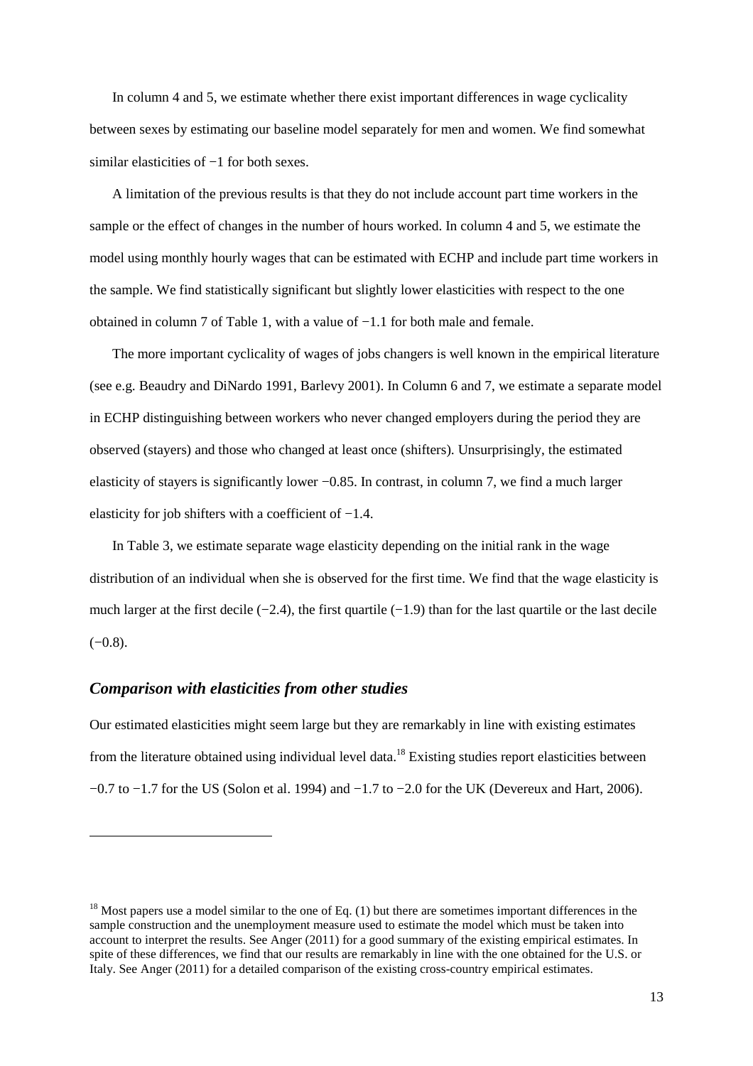In column 4 and 5, we estimate whether there exist important differences in wage cyclicality between sexes by estimating our baseline model separately for men and women. We find somewhat similar elasticities of −1 for both sexes.

A limitation of the previous results is that they do not include account part time workers in the sample or the effect of changes in the number of hours worked. In column 4 and 5, we estimate the model using monthly hourly wages that can be estimated with ECHP and include part time workers in the sample. We find statistically significant but slightly lower elasticities with respect to the one obtained in column 7 of Table 1, with a value of −1.1 for both male and female.

The more important cyclicality of wages of jobs changers is well known in the empirical literature (see e.g. Beaudry and DiNardo 1991, Barlevy 2001). In Column 6 and 7, we estimate a separate model in ECHP distinguishing between workers who never changed employers during the period they are observed (stayers) and those who changed at least once (shifters). Unsurprisingly, the estimated elasticity of stayers is significantly lower −0.85. In contrast, in column 7, we find a much larger elasticity for job shifters with a coefficient of −1.4.

In Table 3, we estimate separate wage elasticity depending on the initial rank in the wage distribution of an individual when she is observed for the first time. We find that the wage elasticity is much larger at the first decile (−2.4), the first quartile (−1.9) than for the last quartile or the last decile (−0.8).

### *Comparison with elasticities from other studies*

Our estimated elasticities might seem large but they are remarkably in line with existing estimates from the literature obtained using individual level data.[18] Existing studies report elasticities between −0.7 to −1.7 for the US (Solon et al. 1994) and −1.7 to −2.0 for the UK (Devereux and Hart, 2006).

---

[18] Most papers use a model similar to the one of Eq. (1) but there are sometimes important differences in the sample construction and the unemployment measure used to estimate the model which must be taken into account to interpret the results. See Anger (2011) for a good summary of the existing empirical estimates. In spite of these differences, we find that our results are remarkably in line with the one obtained for the U.S. or Italy. See Anger (2011) for a detailed comparison of the existing cross-country empirical estimates.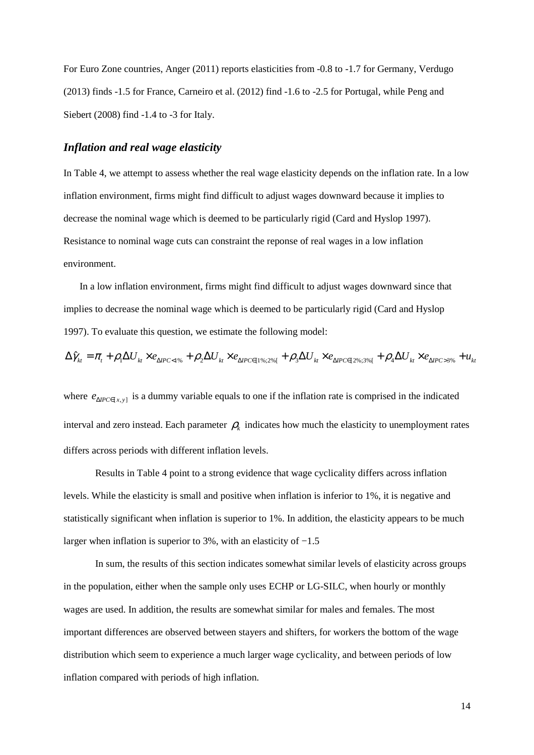For Euro Zone countries, Anger (2011) reports elasticities from -0.8 to -1.7 for Germany, Verdugo (2013) finds -1.5 for France, Carneiro et al. (2012) find -1.6 to -2.5 for Portugal, while Peng and Siebert (2008) find -1.4 to -3 for Italy.

### *Inflation and real wage elasticity*

In Table 4, we attempt to assess whether the real wage elasticity depends on the inflation rate. In a low inflation environment, firms might find difficult to adjust wages downward because it implies to decrease the nominal wage which is deemed to be particularly rigid (Card and Hyslop 1997). Resistance to nominal wage cuts can constraint the reponse of real wages in a low inflation environment.

In a low inflation environment, firms might find difficult to adjust wages downward since that implies to decrease the nominal wage which is deemed to be particularly rigid (Card and Hyslop 1997). To evaluate this question, we estimate the following model:

$$\Delta\hat{\gamma}_{kt} = \pi_t + \rho_1 \Delta U_{kt} \times e_{\Delta IPC<1\%} + \rho_2 \Delta U_{kt} \times e_{\Delta IPC\in[1\%;2\%[} + \rho_3 \Delta U_{kt} \times e_{\Delta IPC\in[2\%;3\%[} + \rho_4 \Delta U_{kt} \times e_{\Delta IPC>3\%} + u_{kt}$$

where $e_{\Delta IPC\in[x,y]}$ is a dummy variable equals to one if the inflation rate is comprised in the indicated interval and zero instead. Each parameter $\rho_k$ indicates how much the elasticity to unemployment rates differs across periods with different inflation levels.

Results in Table 4 point to a strong evidence that wage cyclicality differs across inflation levels. While the elasticity is small and positive when inflation is inferior to 1%, it is negative and statistically significant when inflation is superior to 1%. In addition, the elasticity appears to be much larger when inflation is superior to 3%, with an elasticity of −1.5

In sum, the results of this section indicates somewhat similar levels of elasticity across groups in the population, either when the sample only uses ECHP or LG-SILC, when hourly or monthly wages are used. In addition, the results are somewhat similar for males and females. The most important differences are observed between stayers and shifters, for workers the bottom of the wage distribution which seem to experience a much larger wage cyclicality, and between periods of low inflation compared with periods of high inflation.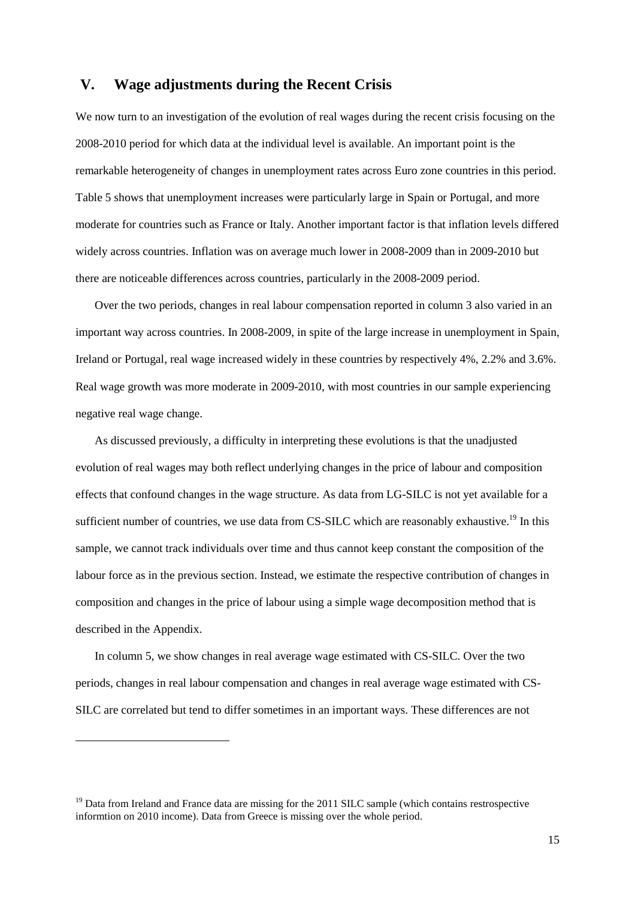## V. Wage adjustments during the Recent Crisis

We now turn to an investigation of the evolution of real wages during the recent crisis focusing on the 2008-2010 period for which data at the individual level is available. An important point is the remarkable heterogeneity of changes in unemployment rates across Euro zone countries in this period. Table 5 shows that unemployment increases were particularly large in Spain or Portugal, and more moderate for countries such as France or Italy. Another important factor is that inflation levels differed widely across countries. Inflation was on average much lower in 2008-2009 than in 2009-2010 but there are noticeable differences across countries, particularly in the 2008-2009 period.

Over the two periods, changes in real labour compensation reported in column 3 also varied in an important way across countries. In 2008-2009, in spite of the large increase in unemployment in Spain, Ireland or Portugal, real wage increased widely in these countries by respectively 4%, 2.2% and 3.6%. Real wage growth was more moderate in 2009-2010, with most countries in our sample experiencing negative real wage change.

As discussed previously, a difficulty in interpreting these evolutions is that the unadjusted evolution of real wages may both reflect underlying changes in the price of labour and composition effects that confound changes in the wage structure. As data from LG-SILC is not yet available for a sufficient number of countries, we use data from CS-SILC which are reasonably exhaustive.[19] In this sample, we cannot track individuals over time and thus cannot keep constant the composition of the labour force as in the previous section. Instead, we estimate the respective contribution of changes in composition and changes in the price of labour using a simple wage decomposition method that is described in the Appendix.

In column 5, we show changes in real average wage estimated with CS-SILC. Over the two periods, changes in real labour compensation and changes in real average wage estimated with CS-SILC are correlated but tend to differ sometimes in an important ways. These differences are not

[19] Data from Ireland and France data are missing for the 2011 SILC sample (which contains restrospective informtion on 2010 income). Data from Greece is missing over the whole period.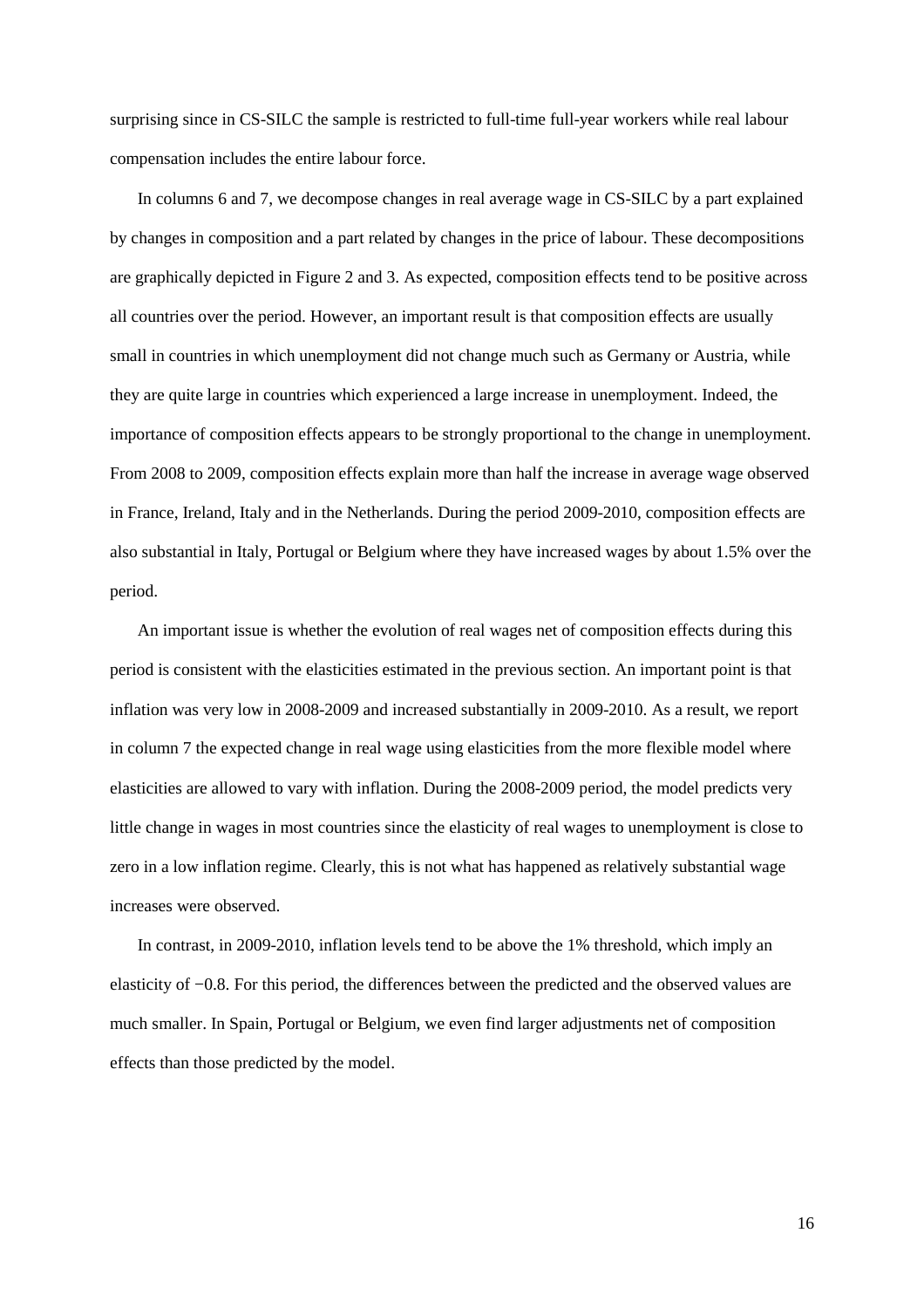surprising since in CS-SILC the sample is restricted to full-time full-year workers while real labour compensation includes the entire labour force.

In columns 6 and 7, we decompose changes in real average wage in CS-SILC by a part explained by changes in composition and a part related by changes in the price of labour. These decompositions are graphically depicted in Figure 2 and 3. As expected, composition effects tend to be positive across all countries over the period. However, an important result is that composition effects are usually small in countries in which unemployment did not change much such as Germany or Austria, while they are quite large in countries which experienced a large increase in unemployment. Indeed, the importance of composition effects appears to be strongly proportional to the change in unemployment. From 2008 to 2009, composition effects explain more than half the increase in average wage observed in France, Ireland, Italy and in the Netherlands. During the period 2009-2010, composition effects are also substantial in Italy, Portugal or Belgium where they have increased wages by about 1.5% over the period.

An important issue is whether the evolution of real wages net of composition effects during this period is consistent with the elasticities estimated in the previous section. An important point is that inflation was very low in 2008-2009 and increased substantially in 2009-2010. As a result, we report in column 7 the expected change in real wage using elasticities from the more flexible model where elasticities are allowed to vary with inflation. During the 2008-2009 period, the model predicts very little change in wages in most countries since the elasticity of real wages to unemployment is close to zero in a low inflation regime. Clearly, this is not what has happened as relatively substantial wage increases were observed.

In contrast, in 2009-2010, inflation levels tend to be above the 1% threshold, which imply an elasticity of $-0.8$. For this period, the differences between the predicted and the observed values are much smaller. In Spain, Portugal or Belgium, we even find larger adjustments net of composition effects than those predicted by the model.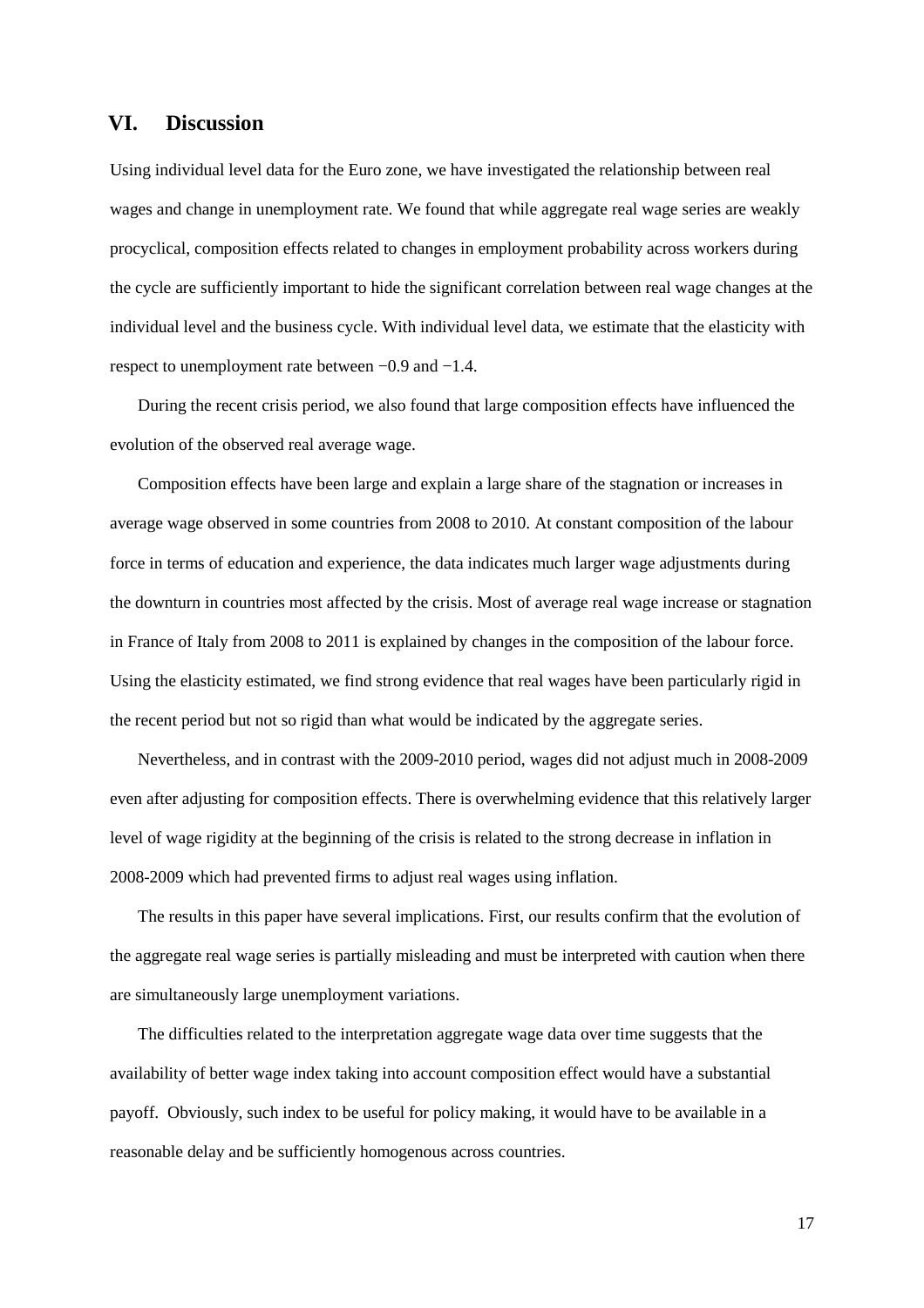## VI. Discussion

Using individual level data for the Euro zone, we have investigated the relationship between real wages and change in unemployment rate. We found that while aggregate real wage series are weakly procyclical, composition effects related to changes in employment probability across workers during the cycle are sufficiently important to hide the significant correlation between real wage changes at the individual level and the business cycle. With individual level data, we estimate that the elasticity with respect to unemployment rate between −0.9 and −1.4.

During the recent crisis period, we also found that large composition effects have influenced the evolution of the observed real average wage.

Composition effects have been large and explain a large share of the stagnation or increases in average wage observed in some countries from 2008 to 2010. At constant composition of the labour force in terms of education and experience, the data indicates much larger wage adjustments during the downturn in countries most affected by the crisis. Most of average real wage increase or stagnation in France of Italy from 2008 to 2011 is explained by changes in the composition of the labour force. Using the elasticity estimated, we find strong evidence that real wages have been particularly rigid in the recent period but not so rigid than what would be indicated by the aggregate series.

Nevertheless, and in contrast with the 2009-2010 period, wages did not adjust much in 2008-2009 even after adjusting for composition effects. There is overwhelming evidence that this relatively larger level of wage rigidity at the beginning of the crisis is related to the strong decrease in inflation in 2008-2009 which had prevented firms to adjust real wages using inflation.

The results in this paper have several implications. First, our results confirm that the evolution of the aggregate real wage series is partially misleading and must be interpreted with caution when there are simultaneously large unemployment variations.

The difficulties related to the interpretation aggregate wage data over time suggests that the availability of better wage index taking into account composition effect would have a substantial payoff. Obviously, such index to be useful for policy making, it would have to be available in a reasonable delay and be sufficiently homogenous across countries.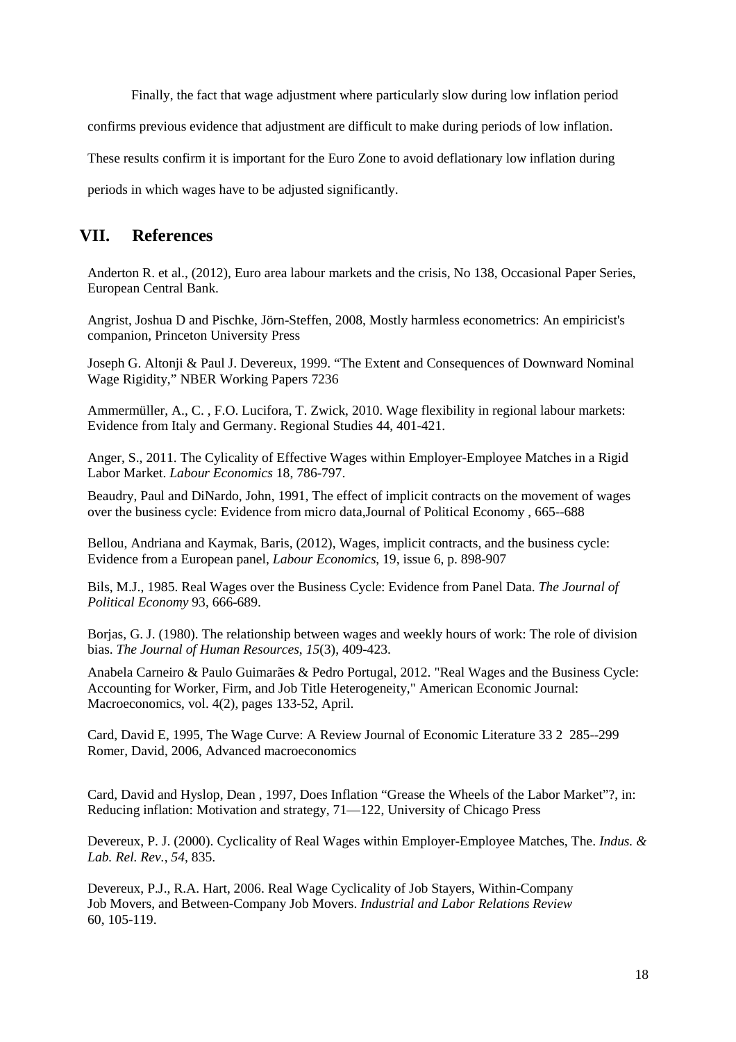Finally, the fact that wage adjustment where particularly slow during low inflation period confirms previous evidence that adjustment are difficult to make during periods of low inflation. These results confirm it is important for the Euro Zone to avoid deflationary low inflation during periods in which wages have to be adjusted significantly.

## VII. References

Anderton R. et al., (2012), Euro area labour markets and the crisis, No 138, Occasional Paper Series, European Central Bank.

Angrist, Joshua D and Pischke, Jörn-Steffen, 2008, Mostly harmless econometrics: An empiricist's companion, Princeton University Press

Joseph G. Altonji & Paul J. Devereux, 1999. "The Extent and Consequences of Downward Nominal Wage Rigidity," NBER Working Papers 7236

Ammermüller, A., C. , F.O. Lucifora, T. Zwick, 2010. Wage flexibility in regional labour markets: Evidence from Italy and Germany. Regional Studies 44, 401-421.

Anger, S., 2011. The Cylicality of Effective Wages within Employer-Employee Matches in a Rigid Labor Market. *Labour Economics* 18, 786-797.

Beaudry, Paul and DiNardo, John, 1991, The effect of implicit contracts on the movement of wages over the business cycle: Evidence from micro data,Journal of Political Economy , 665--688

Bellou, Andriana and Kaymak, Baris, (2012), Wages, implicit contracts, and the business cycle: Evidence from a European panel, *Labour Economics*, 19, issue 6, p. 898-907

Bils, M.J., 1985. Real Wages over the Business Cycle: Evidence from Panel Data. *The Journal of Political Economy* 93, 666-689.

Borjas, G. J. (1980). The relationship between wages and weekly hours of work: The role of division bias. *The Journal of Human Resources*, *15*(3), 409-423.

Anabela Carneiro & Paulo Guimarães & Pedro Portugal, 2012. "Real Wages and the Business Cycle: Accounting for Worker, Firm, and Job Title Heterogeneity," American Economic Journal: Macroeconomics, vol. 4(2), pages 133-52, April.

Card, David E, 1995, The Wage Curve: A Review Journal of Economic Literature 33 2 285--299
Romer, David, 2006, Advanced macroeconomics

Card, David and Hyslop, Dean , 1997, Does Inflation "Grease the Wheels of the Labor Market"?, in: Reducing inflation: Motivation and strategy, 71—122, University of Chicago Press

Devereux, P. J. (2000). Cyclicality of Real Wages within Employer-Employee Matches, The. *Indus. & Lab. Rel. Rev.*, *54*, 835.

Devereux, P.J., R.A. Hart, 2006. Real Wage Cyclicality of Job Stayers, Within-Company Job Movers, and Between-Company Job Movers. *Industrial and Labor Relations Review* 60, 105-119.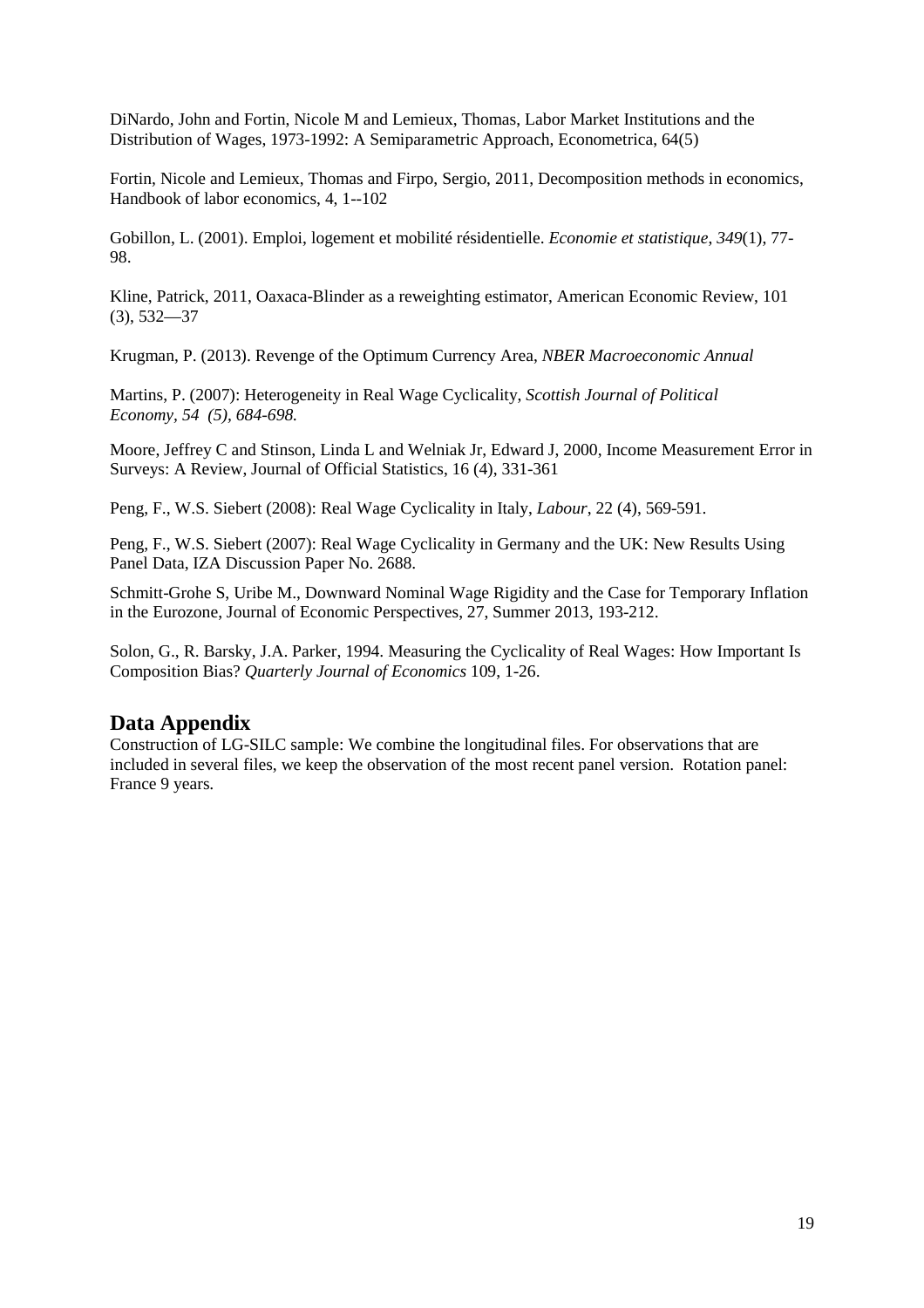DiNardo, John and Fortin, Nicole M and Lemieux, Thomas, Labor Market Institutions and the Distribution of Wages, 1973-1992: A Semiparametric Approach, Econometrica, 64(5)

Fortin, Nicole and Lemieux, Thomas and Firpo, Sergio, 2011, Decomposition methods in economics, Handbook of labor economics, 4, 1--102

Gobillon, L. (2001). Emploi, logement et mobilité résidentielle. *Economie et statistique*, *349*(1), 77-98.

Kline, Patrick, 2011, Oaxaca-Blinder as a reweighting estimator, American Economic Review, 101 (3), 532—37

Krugman, P. (2013). Revenge of the Optimum Currency Area, *NBER Macroeconomic Annual*

Martins, P. (2007): Heterogeneity in Real Wage Cyclicality, *Scottish Journal of Political Economy, 54 (5), 684-698.*

Moore, Jeffrey C and Stinson, Linda L and Welniak Jr, Edward J, 2000, Income Measurement Error in Surveys: A Review, Journal of Official Statistics, 16 (4), 331-361

Peng, F., W.S. Siebert (2008): Real Wage Cyclicality in Italy, *Labour*, 22 (4), 569-591.

Peng, F., W.S. Siebert (2007): Real Wage Cyclicality in Germany and the UK: New Results Using Panel Data, IZA Discussion Paper No. 2688.

Schmitt-Grohe S, Uribe M., Downward Nominal Wage Rigidity and the Case for Temporary Inflation in the Eurozone, Journal of Economic Perspectives, 27, Summer 2013, 193-212.

Solon, G., R. Barsky, J.A. Parker, 1994. Measuring the Cyclicality of Real Wages: How Important Is Composition Bias? *Quarterly Journal of Economics* 109, 1-26.

## Data Appendix

Construction of LG-SILC sample: We combine the longitudinal files. For observations that are included in several files, we keep the observation of the most recent panel version. Rotation panel: France 9 years.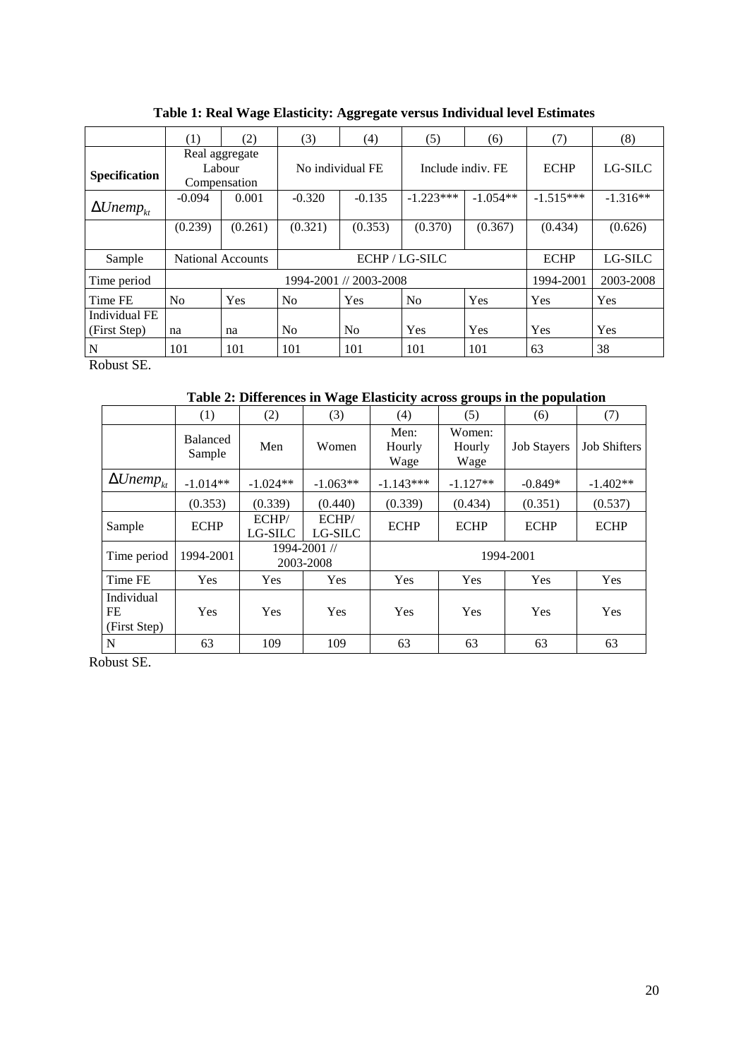**Table 1: Real Wage Elasticity: Aggregate versus Individual level Estimates**

| | (1) | (2) | (3) | (4) | (5) | (6) | (7) | (8) |
|---|---|---|---|---|---|---|---|---|
| **Specification** | Real aggregate Labour Compensation | | No individual FE | | Include indiv. FE | | ECHP | LG-SILC |
| $\Delta Unemp_{kt}$ | -0.094 | 0.001 | -0.320 | -0.135 | -1.223*** | -1.054** | -1.515*** | -1.316** |
| | (0.239) | (0.261) | (0.321) | (0.353) | (0.370) | (0.367) | (0.434) | (0.626) |
| Sample | National Accounts | | ECHP / LG-SILC | | | | ECHP | LG-SILC |
| Time period | 1994-2001 // 2003-2008 | | | | | | 1994-2001 | 2003-2008 |
| Time FE | No | Yes | No | Yes | No | Yes | Yes | Yes |
| Individual FE (First Step) | na | na | No | No | Yes | Yes | Yes | Yes |
| N | 101 | 101 | 101 | 101 | 101 | 101 | 63 | 38 |

Robust SE.

**Table 2: Differences in Wage Elasticity across groups in the population**

| | (1) | (2) | (3) | (4) | (5) | (6) | (7) |
|---|---|---|---|---|---|---|---|
| | Balanced Sample | Men | Women | Men: Hourly Wage | Women: Hourly Wage | Job Stayers | Job Shifters |
| $\Delta Unemp_{kt}$ | -1.014** | -1.024** | -1.063** | -1.143*** | -1.127** | -0.849* | -1.402** |
| | (0.353) | (0.339) | (0.440) | (0.339) | (0.434) | (0.351) | (0.537) |
| Sample | ECHP | ECHP/ LG-SILC | ECHP/ LG-SILC | ECHP | ECHP | ECHP | ECHP |
| Time period | 1994-2001 | 1994-2001 // 2003-2008 | | 1994-2001 | | | |
| Time FE | Yes | Yes | Yes | Yes | Yes | Yes | Yes |
| Individual FE (First Step) | Yes | Yes | Yes | Yes | Yes | Yes | Yes |
| N | 63 | 109 | 109 | 63 | 63 | 63 | 63 |

Robust SE.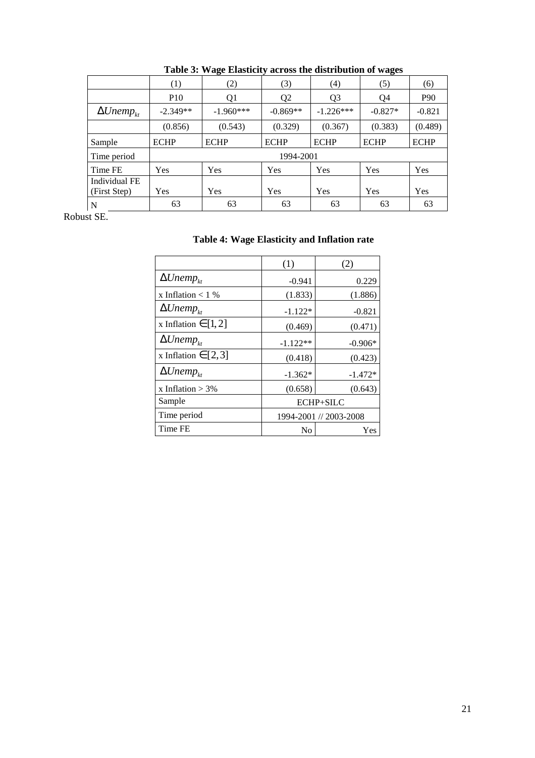**Table 3: Wage Elasticity across the distribution of wages**

| | (1) | (2) | (3) | (4) | (5) | (6) |
|---|---|---|---|---|---|---|
| | P10 | Q1 | Q2 | Q3 | Q4 | P90 |
| $\Delta Unemp_{kt}$ | -2.349** | -1.960*** | -0.869** | -1.226*** | -0.827* | -0.821 |
| | (0.856) | (0.543) | (0.329) | (0.367) | (0.383) | (0.489) |
| Sample | ECHP | ECHP | ECHP | ECHP | ECHP | ECHP |
| Time period | 1994-2001 | | | | | |
| Time FE | Yes | Yes | Yes | Yes | Yes | Yes |
| Individual FE (First Step) | Yes | Yes | Yes | Yes | Yes | Yes |
| N | 63 | 63 | 63 | 63 | 63 | 63 |

Robust SE.

**Table 4: Wage Elasticity and Inflation rate**

| | (1) | (2) |
|---|---|---|
| $\Delta Unemp_{kt}$ | -0.941 | 0.229 |
| x Inflation < 1 % | (1.833) | (1.886) |
| $\Delta Unemp_{kt}$ | -1.122* | -0.821 |
| x Inflation $\in [1,2]$ | (0.469) | (0.471) |
| $\Delta Unemp_{kt}$ | -1.122** | -0.906* |
| x Inflation $\in [2,3]$ | (0.418) | (0.423) |
| $\Delta Unemp_{kt}$ | -1.362* | -1.472* |
| x Inflation > 3% | (0.658) | (0.643) |
| Sample | ECHP+SILC | |
| Time period | 1994-2001 // 2003-2008 | |
| Time FE | No | Yes |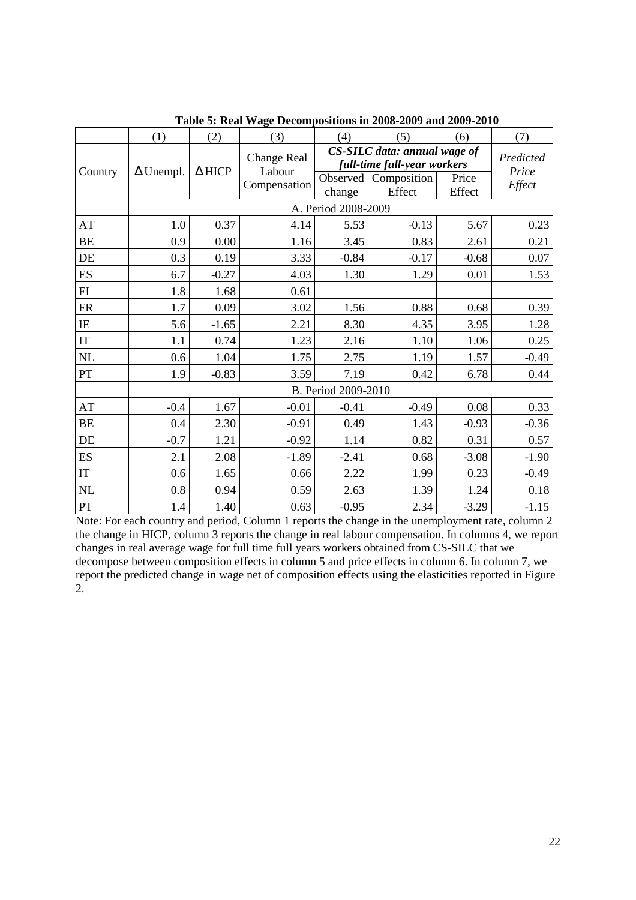**Table 5: Real Wage Decompositions in 2008-2009 and 2009-2010**

| | (1) | (2) | (3) | (4) | (5) | (6) | (7) |
|---|---|---|---|---|---|---|---|
| Country | Δ Unempl. | Δ HICP | Change Real Labour Compensation | *CS-SILC data: annual wage of full-time full-year workers* | | | *Predicted Price Effect* |
| | | | | Observed change | Composition Effect | Price Effect | |
| | A. Period 2008-2009 | | | | | | |
| AT | 1.0 | 0.37 | 4.14 | 5.53 | -0.13 | 5.67 | 0.23 |
| BE | 0.9 | 0.00 | 1.16 | 3.45 | 0.83 | 2.61 | 0.21 |
| DE | 0.3 | 0.19 | 3.33 | -0.84 | -0.17 | -0.68 | 0.07 |
| ES | 6.7 | -0.27 | 4.03 | 1.30 | 1.29 | 0.01 | 1.53 |
| FI | 1.8 | 1.68 | 0.61 | | | | |
| FR | 1.7 | 0.09 | 3.02 | 1.56 | 0.88 | 0.68 | 0.39 |
| IE | 5.6 | -1.65 | 2.21 | 8.30 | 4.35 | 3.95 | 1.28 |
| IT | 1.1 | 0.74 | 1.23 | 2.16 | 1.10 | 1.06 | 0.25 |
| NL | 0.6 | 1.04 | 1.75 | 2.75 | 1.19 | 1.57 | -0.49 |
| PT | 1.9 | -0.83 | 3.59 | 7.19 | 0.42 | 6.78 | 0.44 |
| | B. Period 2009-2010 | | | | | | |
| AT | -0.4 | 1.67 | -0.01 | -0.41 | -0.49 | 0.08 | 0.33 |
| BE | 0.4 | 2.30 | -0.91 | 0.49 | 1.43 | -0.93 | -0.36 |
| DE | -0.7 | 1.21 | -0.92 | 1.14 | 0.82 | 0.31 | 0.57 |
| ES | 2.1 | 2.08 | -1.89 | -2.41 | 0.68 | -3.08 | -1.90 |
| IT | 0.6 | 1.65 | 0.66 | 2.22 | 1.99 | 0.23 | -0.49 |
| NL | 0.8 | 0.94 | 0.59 | 2.63 | 1.39 | 1.24 | 0.18 |
| PT | 1.4 | 1.40 | 0.63 | -0.95 | 2.34 | -3.29 | -1.15 |

Note: For each country and period, Column 1 reports the change in the unemployment rate, column 2 the change in HICP, column 3 reports the change in real labour compensation. In columns 4, we report changes in real average wage for full time full years workers obtained from CS-SILC that we decompose between composition effects in column 5 and price effects in column 6. In column 7, we report the predicted change in wage net of composition effects using the elasticities reported in Figure 2.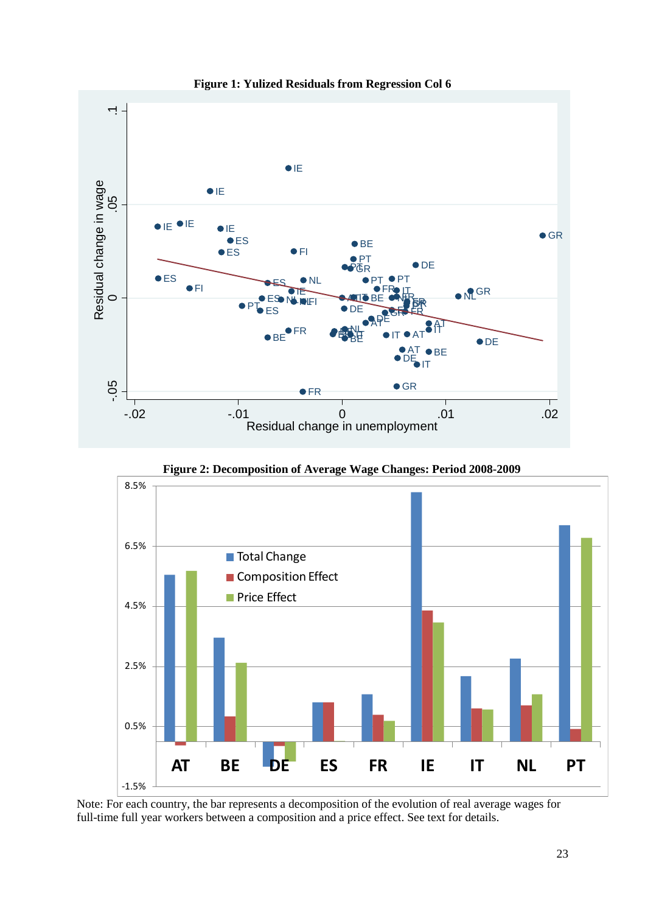**Figure 1: Yulized Residuals from Regression Col 6**

**Figure 2: Decomposition of Average Wage Changes: Period 2008-2009**

Note: For each country, the bar represents a decomposition of the evolution of real average wages for full-time full year workers between a composition and a price effect. See text for details.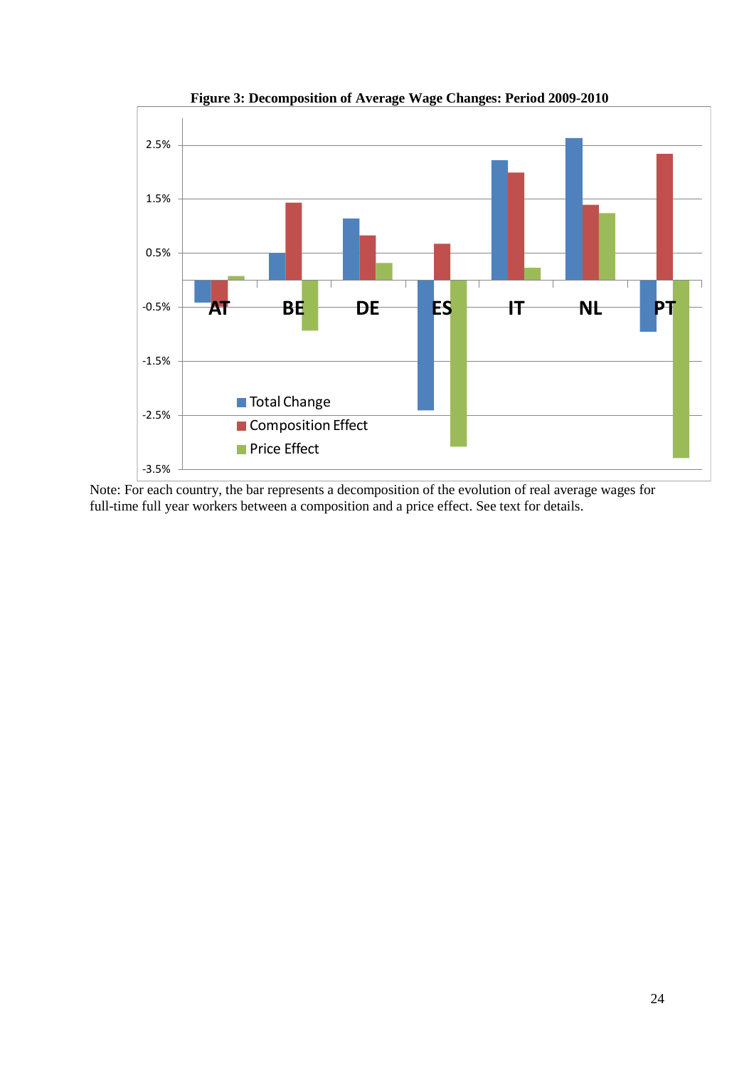**Figure 3: Decomposition of Average Wage Changes: Period 2009-2010**

2.5%
1.5%
0.5%
-0.5%
-1.5%
-2.5%
-3.5%

AT BE DE ES IT NL PT

Total Change
Composition Effect
Price Effect

Note: For each country, the bar represents a decomposition of the evolution of real average wages for full-time full year workers between a composition and a price effect. See text for details.